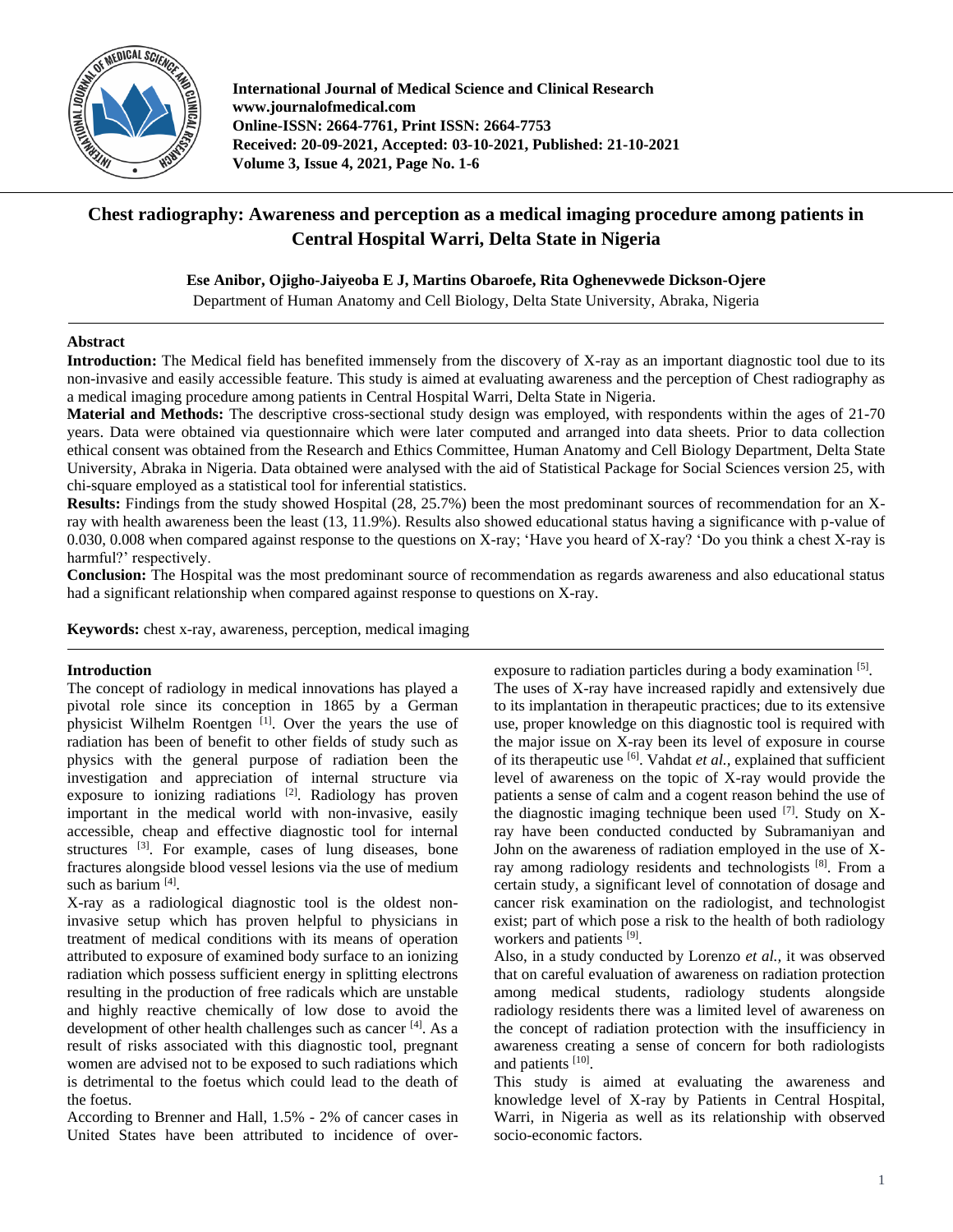**International Journal of Medical Science and Clinical Research**
**www.journalofmedical.com**
**Online-ISSN: 2664-7761, Print ISSN: 2664-7753**
**Received: 20-09-2021, Accepted: 03-10-2021, Published: 21-10-2021**
**Volume 3, Issue 4, 2021, Page No. 1-6**

# Chest radiography: Awareness and perception as a medical imaging procedure among patients in Central Hospital Warri, Delta State in Nigeria

**Ese Anibor, Ojigho-Jaiyeoba E J, Martins Obaroefe, Rita Oghenevwede Dickson-Ojere**

Department of Human Anatomy and Cell Biology, Delta State University, Abraka, Nigeria

## Abstract

**Introduction:** The Medical field has benefited immensely from the discovery of X-ray as an important diagnostic tool due to its non-invasive and easily accessible feature. This study is aimed at evaluating awareness and the perception of Chest radiography as a medical imaging procedure among patients in Central Hospital Warri, Delta State in Nigeria.

**Material and Methods:** The descriptive cross-sectional study design was employed, with respondents within the ages of 21-70 years. Data were obtained via questionnaire which were later computed and arranged into data sheets. Prior to data collection ethical consent was obtained from the Research and Ethics Committee, Human Anatomy and Cell Biology Department, Delta State University, Abraka in Nigeria. Data obtained were analysed with the aid of Statistical Package for Social Sciences version 25, with chi-square employed as a statistical tool for inferential statistics.

**Results:** Findings from the study showed Hospital (28, 25.7%) been the most predominant sources of recommendation for an X-ray with health awareness been the least (13, 11.9%). Results also showed educational status having a significance with p-value of 0.030, 0.008 when compared against response to the questions on X-ray; 'Have you heard of X-ray? 'Do you think a chest X-ray is harmful?' respectively.

**Conclusion:** The Hospital was the most predominant source of recommendation as regards awareness and also educational status had a significant relationship when compared against response to questions on X-ray.

**Keywords:** chest x-ray, awareness, perception, medical imaging

## Introduction

The concept of radiology in medical innovations has played a pivotal role since its conception in 1865 by a German physicist Wilhelm Roentgen [1]. Over the years the use of radiation has been of benefit to other fields of study such as physics with the general purpose of radiation been the investigation and appreciation of internal structure via exposure to ionizing radiations [2]. Radiology has proven important in the medical world with non-invasive, easily accessible, cheap and effective diagnostic tool for internal structures [3]. For example, cases of lung diseases, bone fractures alongside blood vessel lesions via the use of medium such as barium [4].

X-ray as a radiological diagnostic tool is the oldest non-invasive setup which has proven helpful to physicians in treatment of medical conditions with its means of operation attributed to exposure of examined body surface to an ionizing radiation which possess sufficient energy in splitting electrons resulting in the production of free radicals which are unstable and highly reactive chemically of low dose to avoid the development of other health challenges such as cancer [4]. As a result of risks associated with this diagnostic tool, pregnant women are advised not to be exposed to such radiations which is detrimental to the foetus which could lead to the death of the foetus.

According to Brenner and Hall, 1.5% - 2% of cancer cases in United States have been attributed to incidence of over-exposure to radiation particles during a body examination [5].

The uses of X-ray have increased rapidly and extensively due to its implantation in therapeutic practices; due to its extensive use, proper knowledge on this diagnostic tool is required with the major issue on X-ray been its level of exposure in course of its therapeutic use [6]. Vahdat *et al.,* explained that sufficient level of awareness on the topic of X-ray would provide the patients a sense of calm and a cogent reason behind the use of the diagnostic imaging technique been used [7]. Study on X-ray have been conducted conducted by Subramaniyan and John on the awareness of radiation employed in the use of X-ray among radiology residents and technologists [8]. From a certain study, a significant level of connotation of dosage and cancer risk examination on the radiologist, and technologist exist; part of which pose a risk to the health of both radiology workers and patients [9].

Also, in a study conducted by Lorenzo *et al.,* it was observed that on careful evaluation of awareness on radiation protection among medical students, radiology students alongside radiology residents there was a limited level of awareness on the concept of radiation protection with the insufficiency in awareness creating a sense of concern for both radiologists and patients [10].

This study is aimed at evaluating the awareness and knowledge level of X-ray by Patients in Central Hospital, Warri, in Nigeria as well as its relationship with observed socio-economic factors.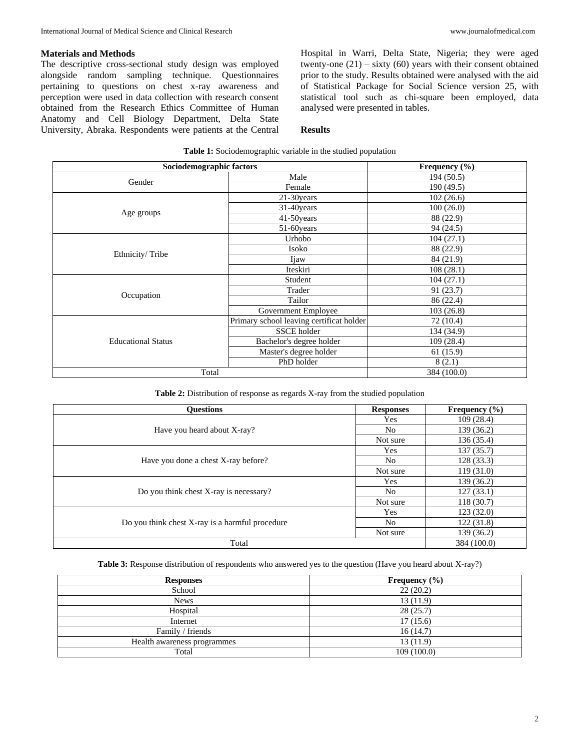## Materials and Methods

The descriptive cross-sectional study design was employed alongside random sampling technique. Questionnaires pertaining to questions on chest x-ray awareness and perception were used in data collection with research consent obtained from the Research Ethics Committee of Human Anatomy and Cell Biology Department, Delta State University, Abraka. Respondents were patients at the Central Hospital in Warri, Delta State, Nigeria; they were aged twenty-one (21) – sixty (60) years with their consent obtained prior to the study. Results obtained were analysed with the aid of Statistical Package for Social Science version 25, with statistical tool such as chi-square been employed, data analysed were presented in tables.

## Results

**Table 1:** Sociodemographic variable in the studied population

| Sociodemographic factors | | Frequency (%) |
|---|---|---|
| Gender | Male | 194 (50.5) |
| | Female | 190 (49.5) |
| Age groups | 21-30years | 102 (26.6) |
| | 31-40years | 100 (26.0) |
| | 41-50years | 88 (22.9) |
| | 51-60years | 94 (24.5) |
| Ethnicity/ Tribe | Urhobo | 104 (27.1) |
| | Isoko | 88 (22.9) |
| | Ijaw | 84 (21.9) |
| | Iteskiri | 108 (28.1) |
| Occupation | Student | 104 (27.1) |
| | Trader | 91 (23.7) |
| | Tailor | 86 (22.4) |
| | Government Employee | 103 (26.8) |
| Educational Status | Primary school leaving certificat holder | 72 (10.4) |
| | SSCE holder | 134 (34.9) |
| | Bachelor's degree holder | 109 (28.4) |
| | Master's degree holder | 61 (15.9) |
| | PhD holder | 8 (2.1) |
| Total | | 384 (100.0) |

**Table 2:** Distribution of response as regards X-ray from the studied population

| Questions | Responses | Frequency (%) |
|---|---|---|
| Have you heard about X-ray? | Yes | 109 (28.4) |
| | No | 139 (36.2) |
| | Not sure | 136 (35.4) |
| Have you done a chest X-ray before? | Yes | 137 (35.7) |
| | No | 128 (33.3) |
| | Not sure | 119 (31.0) |
| Do you think chest X-ray is necessary? | Yes | 139 (36.2) |
| | No | 127 (33.1) |
| | Not sure | 118 (30.7) |
| Do you think chest X-ray is a harmful procedure | Yes | 123 (32.0) |
| | No | 122 (31.8) |
| | Not sure | 139 (36.2) |
| Total | | 384 (100.0) |

**Table 3:** Response distribution of respondents who answered yes to the question (Have you heard about X-ray?)

| Responses | Frequency (%) |
|---|---|
| School | 22 (20.2) |
| News | 13 (11.9) |
| Hospital | 28 (25.7) |
| Internet | 17 (15.6) |
| Family / friends | 16 (14.7) |
| Health awareness programmes | 13 (11.9) |
| Total | 109 (100.0) |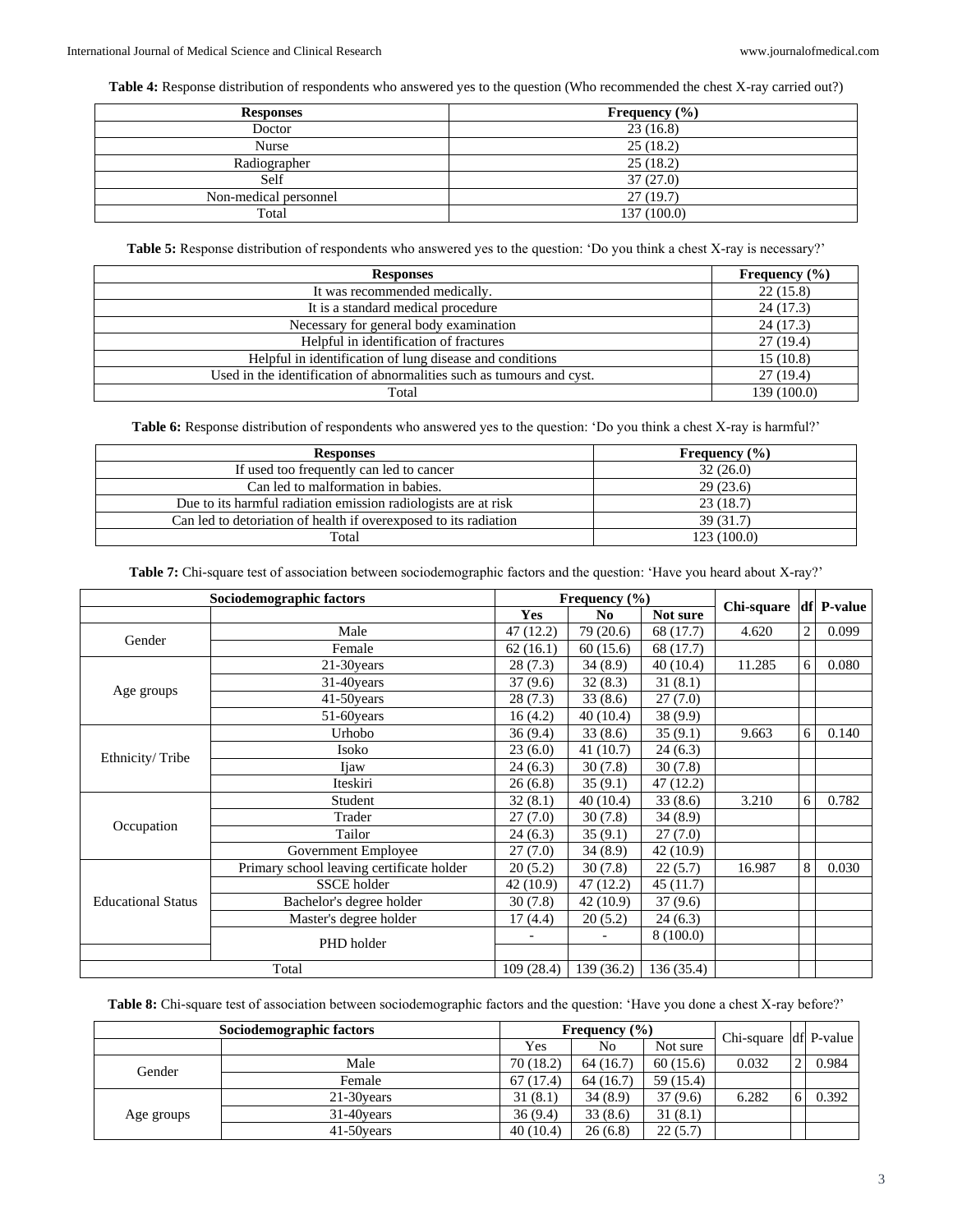**Table 4:** Response distribution of respondents who answered yes to the question (Who recommended the chest X-ray carried out?)

| Responses | Frequency (%) |
|---|---|
| Doctor | 23 (16.8) |
| Nurse | 25 (18.2) |
| Radiographer | 25 (18.2) |
| Self | 37 (27.0) |
| Non-medical personnel | 27 (19.7) |
| Total | 137 (100.0) |

**Table 5:** Response distribution of respondents who answered yes to the question: 'Do you think a chest X-ray is necessary?'

| Responses | Frequency (%) |
|---|---|
| It was recommended medically. | 22 (15.8) |
| It is a standard medical procedure | 24 (17.3) |
| Necessary for general body examination | 24 (17.3) |
| Helpful in identification of fractures | 27 (19.4) |
| Helpful in identification of lung disease and conditions | 15 (10.8) |
| Used in the identification of abnormalities such as tumours and cyst. | 27 (19.4) |
| Total | 139 (100.0) |

**Table 6:** Response distribution of respondents who answered yes to the question: 'Do you think a chest X-ray is harmful?'

| Responses | Frequency (%) |
|---|---|
| If used too frequently can led to cancer | 32 (26.0) |
| Can led to malformation in babies. | 29 (23.6) |
| Due to its harmful radiation emission radiologists are at risk | 23 (18.7) |
| Can led to detoriation of health if overexposed to its radiation | 39 (31.7) |
| Total | 123 (100.0) |

**Table 7:** Chi-square test of association between sociodemographic factors and the question: 'Have you heard about X-ray?'

| Sociodemographic factors | | Frequency (%) | | | Chi-square | df | P-value |
|---|---|---|---|---|---|---|---|
| | | Yes | No | Not sure | | | |
| Gender | Male | 47 (12.2) | 79 (20.6) | 68 (17.7) | 4.620 | 2 | 0.099 |
| | Female | 62 (16.1) | 60 (15.6) | 68 (17.7) | | | |
| Age groups | 21-30years | 28 (7.3) | 34 (8.9) | 40 (10.4) | 11.285 | 6 | 0.080 |
| | 31-40years | 37 (9.6) | 32 (8.3) | 31 (8.1) | | | |
| | 41-50years | 28 (7.3) | 33 (8.6) | 27 (7.0) | | | |
| | 51-60years | 16 (4.2) | 40 (10.4) | 38 (9.9) | | | |
| Ethnicity/ Tribe | Urhobo | 36 (9.4) | 33 (8.6) | 35 (9.1) | 9.663 | 6 | 0.140 |
| | Isoko | 23 (6.0) | 41 (10.7) | 24 (6.3) | | | |
| | Ijaw | 24 (6.3) | 30 (7.8) | 30 (7.8) | | | |
| | Iteskiri | 26 (6.8) | 35 (9.1) | 47 (12.2) | | | |
| Occupation | Student | 32 (8.1) | 40 (10.4) | 33 (8.6) | 3.210 | 6 | 0.782 |
| | Trader | 27 (7.0) | 30 (7.8) | 34 (8.9) | | | |
| | Tailor | 24 (6.3) | 35 (9.1) | 27 (7.0) | | | |
| | Government Employee | 27 (7.0) | 34 (8.9) | 42 (10.9) | | | |
| Educational Status | Primary school leaving certificate holder | 20 (5.2) | 30 (7.8) | 22 (5.7) | 16.987 | 8 | 0.030 |
| | SSCE holder | 42 (10.9) | 47 (12.2) | 45 (11.7) | | | |
| | Bachelor's degree holder | 30 (7.8) | 42 (10.9) | 37 (9.6) | | | |
| | Master's degree holder | 17 (4.4) | 20 (5.2) | 24 (6.3) | | | |
| | PHD holder | - | - | 8 (100.0) | | | |
| Total | | 109 (28.4) | 139 (36.2) | 136 (35.4) | | | |

**Table 8:** Chi-square test of association between sociodemographic factors and the question: 'Have you done a chest X-ray before?'

| Sociodemographic factors | | Frequency (%) | | | Chi-square | df | P-value |
|---|---|---|---|---|---|---|---|
| | | Yes | No | Not sure | | | |
| Gender | Male | 70 (18.2) | 64 (16.7) | 60 (15.6) | 0.032 | 2 | 0.984 |
| | Female | 67 (17.4) | 64 (16.7) | 59 (15.4) | | | |
| Age groups | 21-30years | 31 (8.1) | 34 (8.9) | 37 (9.6) | 6.282 | 6 | 0.392 |
| | 31-40years | 36 (9.4) | 33 (8.6) | 31 (8.1) | | | |
| | 41-50years | 40 (10.4) | 26 (6.8) | 22 (5.7) | | | |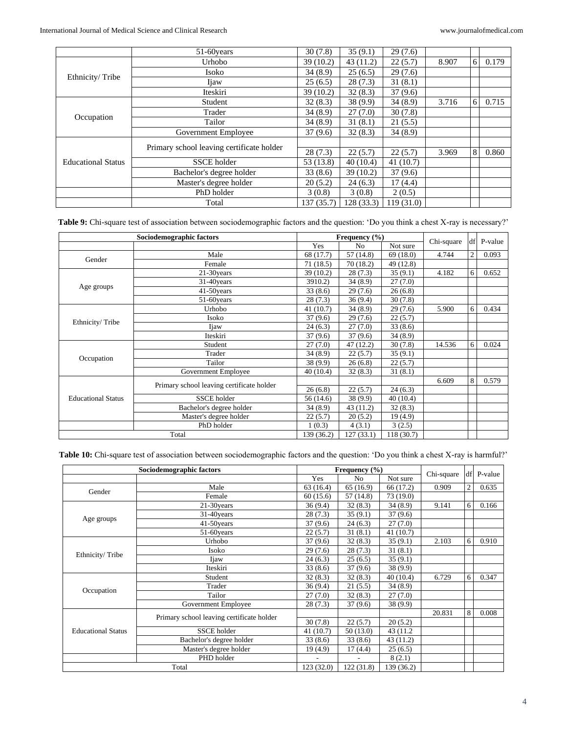|  | 51-60years | 30 (7.8) | 35 (9.1) | 29 (7.6) |  |  |  |
|---|---|---|---|---|---|---|---|
| Ethnicity/ Tribe | Urhobo | 39 (10.2) | 43 (11.2) | 22 (5.7) | 8.907 | 6 | 0.179 |
|  | Isoko | 34 (8.9) | 25 (6.5) | 29 (7.6) |  |  |  |
|  | Ijaw | 25 (6.5) | 28 (7.3) | 31 (8.1) |  |  |  |
|  | Iteskiri | 39 (10.2) | 32 (8.3) | 37 (9.6) |  |  |  |
| Occupation | Student | 32 (8.3) | 38 (9.9) | 34 (8.9) | 3.716 | 6 | 0.715 |
|  | Trader | 34 (8.9) | 27 (7.0) | 30 (7.8) |  |  |  |
|  | Tailor | 34 (8.9) | 31 (8.1) | 21 (5.5) |  |  |  |
|  | Government Employee | 37 (9.6) | 32 (8.3) | 34 (8.9) |  |  |  |
| Educational Status | Primary school leaving certificate holder | 28 (7.3) | 22 (5.7) | 22 (5.7) | 3.969 | 8 | 0.860 |
|  | SSCE holder | 53 (13.8) | 40 (10.4) | 41 (10.7) |  |  |  |
|  | Bachelor's degree holder | 33 (8.6) | 39 (10.2) | 37 (9.6) |  |  |  |
|  | Master's degree holder | 20 (5.2) | 24 (6.3) | 17 (4.4) |  |  |  |
|  | PhD holder | 3 (0.8) | 3 (0.8) | 2 (0.5) |  |  |  |
|  | Total | 137 (35.7) | 128 (33.3) | 119 (31.0) |  |  |  |

**Table 9:** Chi-square test of association between sociodemographic factors and the question: 'Do you think a chest X-ray is necessary?'

| Sociodemographic factors | | Frequency (%) | | | Chi-square | df | P-value |
|---|---|---|---|---|---|---|---|
|  |  | Yes | No | Not sure |  |  |  |
| Gender | Male | 68 (17.7) | 57 (14.8) | 69 (18.0) | 4.744 | 2 | 0.093 |
|  | Female | 71 (18.5) | 70 (18.2) | 49 (12.8) |  |  |  |
| Age groups | 21-30years | 39 (10.2) | 28 (7.3) | 35 (9.1) | 4.182 | 6 | 0.652 |
|  | 31-40years | 3910.2) | 34 (8.9) | 27 (7.0) |  |  |  |
|  | 41-50years | 33 (8.6) | 29 (7.6) | 26 (6.8) |  |  |  |
|  | 51-60years | 28 (7.3) | 36 (9.4) | 30 (7.8) |  |  |  |
| Ethnicity/ Tribe | Urhobo | 41 (10.7) | 34 (8.9) | 29 (7.6) | 5.900 | 6 | 0.434 |
|  | Isoko | 37 (9.6) | 29 (7.6) | 22 (5.7) |  |  |  |
|  | Ijaw | 24 (6.3) | 27 (7.0) | 33 (8.6) |  |  |  |
|  | Iteskiri | 37 (9.6) | 37 (9.6) | 34 (8.9) |  |  |  |
| Occupation | Student | 27 (7.0) | 47 (12.2) | 30 (7.8) | 14.536 | 6 | 0.024 |
|  | Trader | 34 (8.9) | 22 (5.7) | 35 (9.1) |  |  |  |
|  | Tailor | 38 (9.9) | 26 (6.8) | 22 (5.7) |  |  |  |
|  | Government Employee | 40 (10.4) | 32 (8.3) | 31 (8.1) |  |  |  |
| Educational Status | Primary school leaving certificate holder | 26 (6.8) | 22 (5.7) | 24 (6.3) | 6.609 | 8 | 0.579 |
|  | SSCE holder | 56 (14.6) | 38 (9.9) | 40 (10.4) |  |  |  |
|  | Bachelor's degree holder | 34 (8.9) | 43 (11.2) | 32 (8.3) |  |  |  |
|  | Master's degree holder | 22 (5.7) | 20 (5.2) | 19 (4.9) |  |  |  |
|  | PhD holder | 1 (0.3) | 4 (3.1) | 3 (2.5) |  |  |  |
| Total |  | 139 (36.2) | 127 (33.1) | 118 (30.7) |  |  |  |

**Table 10:** Chi-square test of association between sociodemographic factors and the question: 'Do you think a chest X-ray is harmful?'

| Sociodemographic factors | | Frequency (%) | | | Chi-square | df | P-value |
|---|---|---|---|---|---|---|---|
|  |  | Yes | No | Not sure |  |  |  |
| Gender | Male | 63 (16.4) | 65 (16.9) | 66 (17.2) | 0.909 | 2 | 0.635 |
|  | Female | 60 (15.6) | 57 (14.8) | 73 (19.0) |  |  |  |
| Age groups | 21-30years | 36 (9.4) | 32 (8.3) | 34 (8.9) | 9.141 | 6 | 0.166 |
|  | 31-40years | 28 (7.3) | 35 (9.1) | 37 (9.6) |  |  |  |
|  | 41-50years | 37 (9.6) | 24 (6.3) | 27 (7.0) |  |  |  |
|  | 51-60years | 22 (5.7) | 31 (8.1) | 41 (10.7) |  |  |  |
| Ethnicity/ Tribe | Urhobo | 37 (9.6) | 32 (8.3) | 35 (9.1) | 2.103 | 6 | 0.910 |
|  | Isoko | 29 (7.6) | 28 (7.3) | 31 (8.1) |  |  |  |
|  | Ijaw | 24 (6.3) | 25 (6.5) | 35 (9.1) |  |  |  |
|  | Iteskiri | 33 (8.6) | 37 (9.6) | 38 (9.9) |  |  |  |
| Occupation | Student | 32 (8.3) | 32 (8.3) | 40 (10.4) | 6.729 | 6 | 0.347 |
|  | Trader | 36 (9.4) | 21 (5.5) | 34 (8.9) |  |  |  |
|  | Tailor | 27 (7.0) | 32 (8.3) | 27 (7.0) |  |  |  |
|  | Government Employee | 28 (7.3) | 37 (9.6) | 38 (9.9) |  |  |  |
| Educational Status | Primary school leaving certificate holder | 30 (7.8) | 22 (5.7) | 20 (5.2) | 20.831 | 8 | 0.008 |
|  | SSCE holder | 41 (10.7) | 50 (13.0) | 43 (11.2 |  |  |  |
|  | Bachelor's degree holder | 33 (8.6) | 33 (8.6) | 43 (11.2) |  |  |  |
|  | Master's degree holder | 19 (4.9) | 17 (4.4) | 25 (6.5) |  |  |  |
|  | PHD holder | - | - | 8 (2.1) |  |  |  |
| Total |  | 123 (32.0) | 122 (31.8) | 139 (36.2) |  |  |  |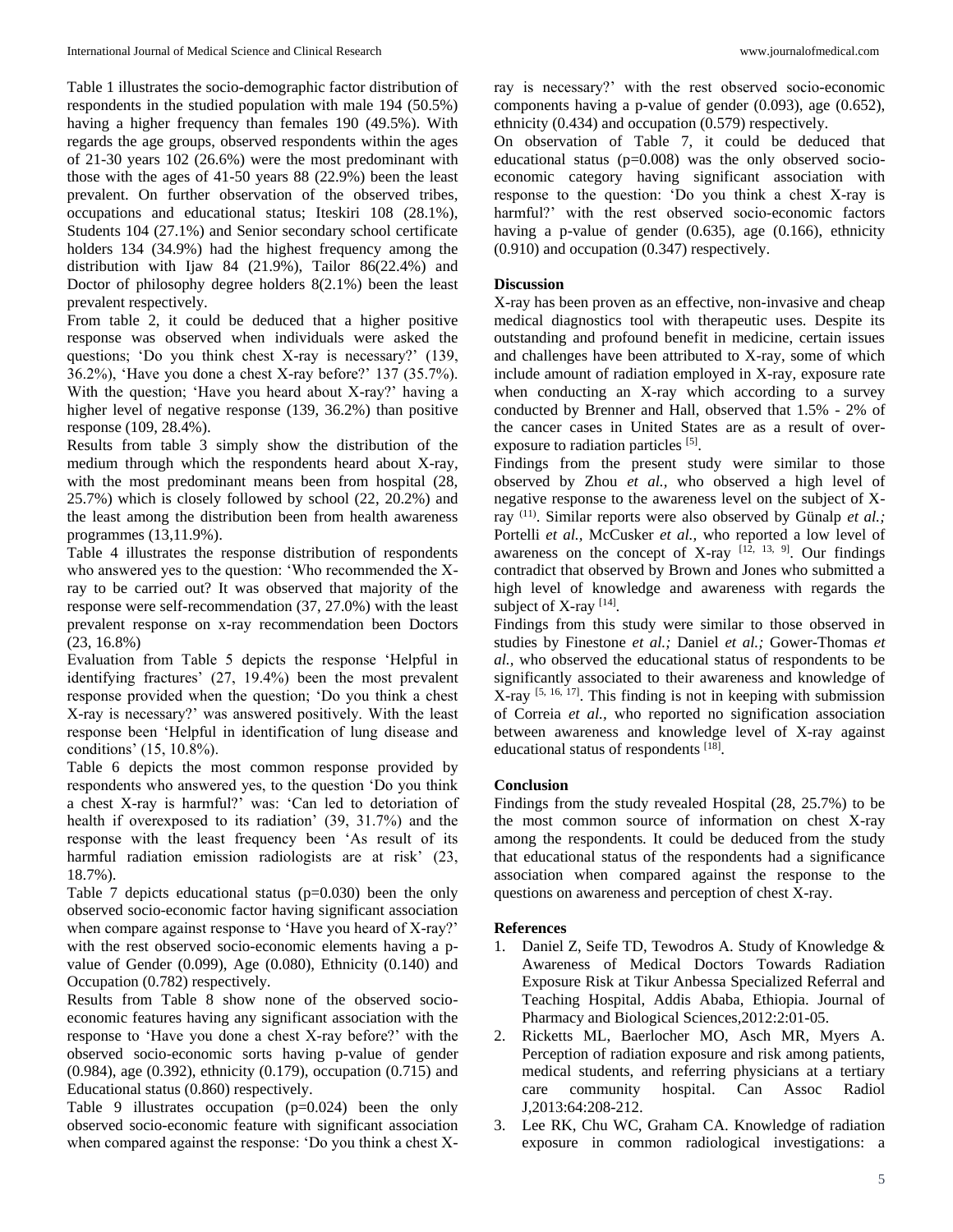Table 1 illustrates the socio-demographic factor distribution of respondents in the studied population with male 194 (50.5%) having a higher frequency than females 190 (49.5%). With regards the age groups, observed respondents within the ages of 21-30 years 102 (26.6%) were the most predominant with those with the ages of 41-50 years 88 (22.9%) been the least prevalent. On further observation of the observed tribes, occupations and educational status; Iteskiri 108 (28.1%), Students 104 (27.1%) and Senior secondary school certificate holders 134 (34.9%) had the highest frequency among the distribution with Ijaw 84 (21.9%), Tailor 86(22.4%) and Doctor of philosophy degree holders 8(2.1%) been the least prevalent respectively.

From table 2, it could be deduced that a higher positive response was observed when individuals were asked the questions; 'Do you think chest X-ray is necessary?' (139, 36.2%), 'Have you done a chest X-ray before?' 137 (35.7%). With the question; 'Have you heard about X-ray?' having a higher level of negative response (139, 36.2%) than positive response (109, 28.4%).

Results from table 3 simply show the distribution of the medium through which the respondents heard about X-ray, with the most predominant means been from hospital (28, 25.7%) which is closely followed by school (22, 20.2%) and the least among the distribution been from health awareness programmes (13,11.9%).

Table 4 illustrates the response distribution of respondents who answered yes to the question: 'Who recommended the X-ray to be carried out? It was observed that majority of the response were self-recommendation (37, 27.0%) with the least prevalent response on x-ray recommendation been Doctors (23, 16.8%)

Evaluation from Table 5 depicts the response 'Helpful in identifying fractures' (27, 19.4%) been the most prevalent response provided when the question; 'Do you think a chest X-ray is necessary?' was answered positively. With the least response been 'Helpful in identification of lung disease and conditions' (15, 10.8%).

Table 6 depicts the most common response provided by respondents who answered yes, to the question 'Do you think a chest X-ray is harmful?' was: 'Can led to detoriation of health if overexposed to its radiation' (39, 31.7%) and the response with the least frequency been 'As result of its harmful radiation emission radiologists are at risk' (23, 18.7%).

Table 7 depicts educational status (p=0.030) been the only observed socio-economic factor having significant association when compare against response to 'Have you heard of X-ray?' with the rest observed socio-economic elements having a p-value of Gender (0.099), Age (0.080), Ethnicity (0.140) and Occupation (0.782) respectively.

Results from Table 8 show none of the observed socio-economic features having any significant association with the response to 'Have you done a chest X-ray before?' with the observed socio-economic sorts having p-value of gender (0.984), age (0.392), ethnicity (0.179), occupation (0.715) and Educational status (0.860) respectively.

Table 9 illustrates occupation (p=0.024) been the only observed socio-economic feature with significant association when compared against the response: 'Do you think a chest X-ray is necessary?' with the rest observed socio-economic components having a p-value of gender (0.093), age (0.652), ethnicity (0.434) and occupation (0.579) respectively.

On observation of Table 7, it could be deduced that educational status (p=0.008) was the only observed socio-economic category having significant association with response to the question: 'Do you think a chest X-ray is harmful?' with the rest observed socio-economic factors having a p-value of gender (0.635), age (0.166), ethnicity (0.910) and occupation (0.347) respectively.

## Discussion

X-ray has been proven as an effective, non-invasive and cheap medical diagnostics tool with therapeutic uses. Despite its outstanding and profound benefit in medicine, certain issues and challenges have been attributed to X-ray, some of which include amount of radiation employed in X-ray, exposure rate when conducting an X-ray which according to a survey conducted by Brenner and Hall, observed that 1.5% - 2% of the cancer cases in United States are as a result of over-exposure to radiation particles [5].

Findings from the present study were similar to those observed by Zhou *et al.,* who observed a high level of negative response to the awareness level on the subject of X-ray (11). Similar reports were also observed by Günalp *et al.;* Portelli *et al.,* McCusker *et al.,* who reported a low level of awareness on the concept of X-ray [12, 13, 9]. Our findings contradict that observed by Brown and Jones who submitted a high level of knowledge and awareness with regards the subject of X-ray [14].

Findings from this study were similar to those observed in studies by Finestone *et al.;* Daniel *et al.;* Gower-Thomas *et al.,* who observed the educational status of respondents to be significantly associated to their awareness and knowledge of X-ray [5, 16, 17]. This finding is not in keeping with submission of Correia *et al.,* who reported no signification association between awareness and knowledge level of X-ray against educational status of respondents [18].

## Conclusion

Findings from the study revealed Hospital (28, 25.7%) to be the most common source of information on chest X-ray among the respondents. It could be deduced from the study that educational status of the respondents had a significance association when compared against the response to the questions on awareness and perception of chest X-ray.

## References

1. Daniel Z, Seife TD, Tewodros A. Study of Knowledge & Awareness of Medical Doctors Towards Radiation Exposure Risk at Tikur Anbessa Specialized Referral and Teaching Hospital, Addis Ababa, Ethiopia. Journal of Pharmacy and Biological Sciences,2012:2:01-05.
2. Ricketts ML, Baerlocher MO, Asch MR, Myers A. Perception of radiation exposure and risk among patients, medical students, and referring physicians at a tertiary care community hospital. Can Assoc Radiol J,2013:64:208-212.
3. Lee RK, Chu WC, Graham CA. Knowledge of radiation exposure in common radiological investigations: a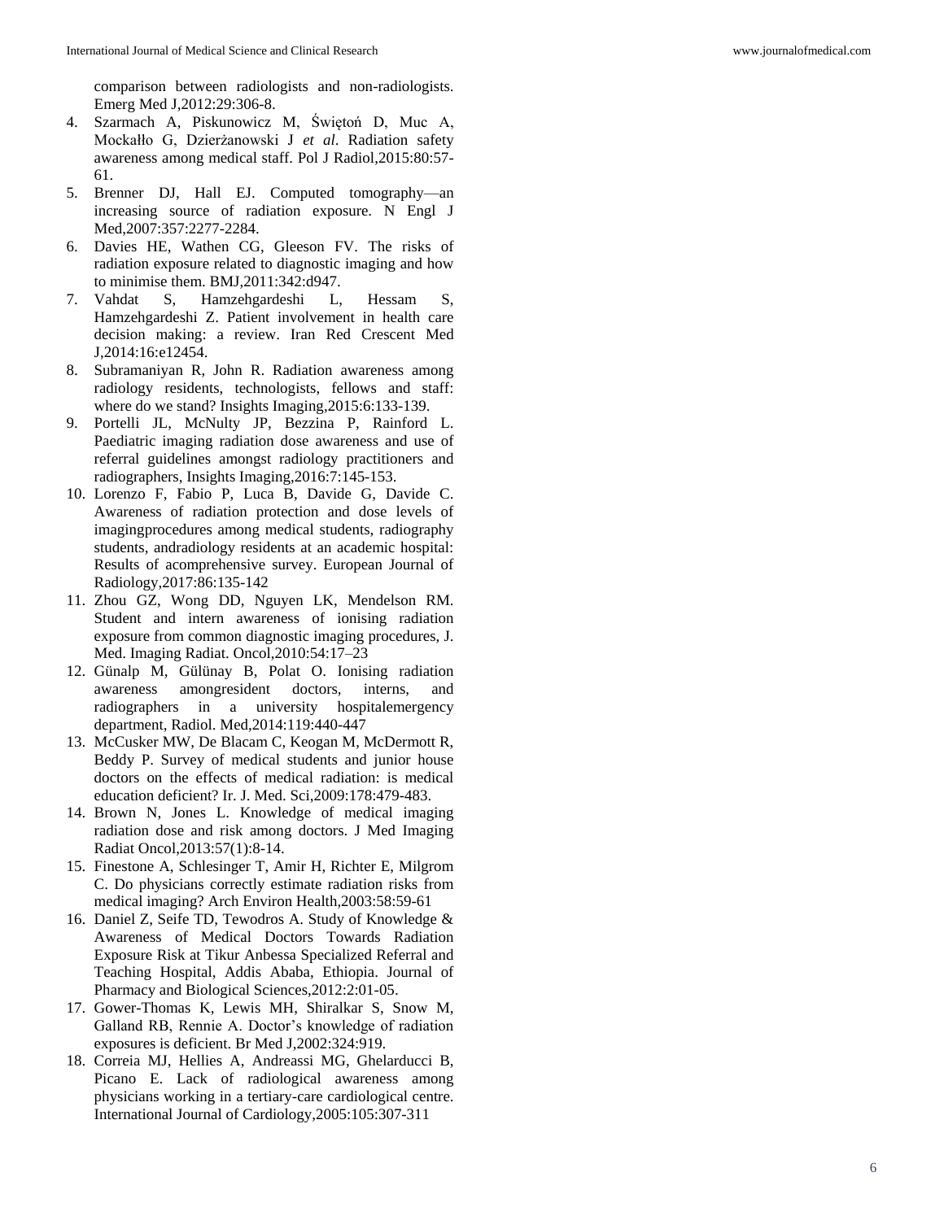comparison between radiologists and non-radiologists. Emerg Med J,2012:29:306-8.

4. Szarmach A, Piskunowicz M, Świętoń D, Muc A, Mockałło G, Dzierżanowski J *et al*. Radiation safety awareness among medical staff. Pol J Radiol,2015:80:57-61.
5. Brenner DJ, Hall EJ. Computed tomography—an increasing source of radiation exposure. N Engl J Med,2007:357:2277-2284.
6. Davies HE, Wathen CG, Gleeson FV. The risks of radiation exposure related to diagnostic imaging and how to minimise them. BMJ,2011:342:d947.
7. Vahdat S, Hamzehgardeshi L, Hessam S, Hamzehgardeshi Z. Patient involvement in health care decision making: a review. Iran Red Crescent Med J,2014:16:e12454.
8. Subramaniyan R, John R. Radiation awareness among radiology residents, technologists, fellows and staff: where do we stand? Insights Imaging,2015:6:133-139.
9. Portelli JL, McNulty JP, Bezzina P, Rainford L. Paediatric imaging radiation dose awareness and use of referral guidelines amongst radiology practitioners and radiographers, Insights Imaging,2016:7:145-153.
10. Lorenzo F, Fabio P, Luca B, Davide G, Davide C. Awareness of radiation protection and dose levels of imagingprocedures among medical students, radiography students, andradiology residents at an academic hospital: Results of acomprehensive survey. European Journal of Radiology,2017:86:135-142
11. Zhou GZ, Wong DD, Nguyen LK, Mendelson RM. Student and intern awareness of ionising radiation exposure from common diagnostic imaging procedures, J. Med. Imaging Radiat. Oncol,2010:54:17–23
12. Günalp M, Gülünay B, Polat O. Ionising radiation awareness amongresident doctors, interns, and radiographers in a university hospitalemergency department, Radiol. Med,2014:119:440-447
13. McCusker MW, De Blacam C, Keogan M, McDermott R, Beddy P. Survey of medical students and junior house doctors on the effects of medical radiation: is medical education deficient? Ir. J. Med. Sci,2009:178:479-483.
14. Brown N, Jones L. Knowledge of medical imaging radiation dose and risk among doctors. J Med Imaging Radiat Oncol,2013:57(1):8-14.
15. Finestone A, Schlesinger T, Amir H, Richter E, Milgrom C. Do physicians correctly estimate radiation risks from medical imaging? Arch Environ Health,2003:58:59-61
16. Daniel Z, Seife TD, Tewodros A. Study of Knowledge & Awareness of Medical Doctors Towards Radiation Exposure Risk at Tikur Anbessa Specialized Referral and Teaching Hospital, Addis Ababa, Ethiopia. Journal of Pharmacy and Biological Sciences,2012:2:01-05.
17. Gower-Thomas K, Lewis MH, Shiralkar S, Snow M, Galland RB, Rennie A. Doctor's knowledge of radiation exposures is deficient. Br Med J,2002:324:919.
18. Correia MJ, Hellies A, Andreassi MG, Ghelarducci B, Picano E. Lack of radiological awareness among physicians working in a tertiary-care cardiological centre. International Journal of Cardiology,2005:105:307-311